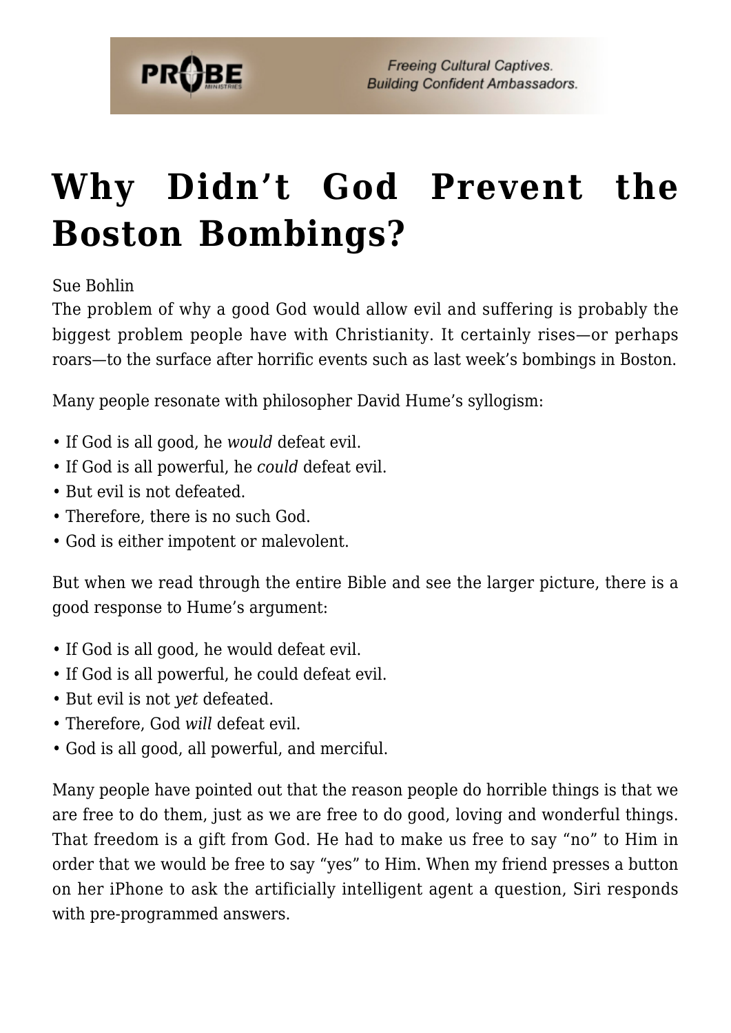# Why Didn't God Prevent the Boston Bombings?

Sue Bohlin

The problem of why a good God would allow evil and suffering is probably the biggest problem people have with Christianity. It certainly rises—or perhaps roars—to the surface after horrific events such as last week's bombings in Boston.

Many people resonate with philosopher David Hume's syllogism:

- If God is all good, he *would* defeat evil.
- If God is all powerful, he *could* defeat evil.
- But evil is not defeated.
- Therefore, there is no such God.
- God is either impotent or malevolent.

But when we read through the entire Bible and see the larger picture, there is a good response to Hume's argument:

- If God is all good, he would defeat evil.
- If God is all powerful, he could defeat evil.
- But evil is not *yet* defeated.
- Therefore, God *will* defeat evil.
- God is all good, all powerful, and merciful.

Many people have pointed out that the reason people do horrible things is that we are free to do them, just as we are free to do good, loving and wonderful things. That freedom is a gift from God. He had to make us free to say "no" to Him in order that we would be free to say "yes" to Him. When my friend presses a button on her iPhone to ask the artificially intelligent agent a question, Siri responds with pre-programmed answers.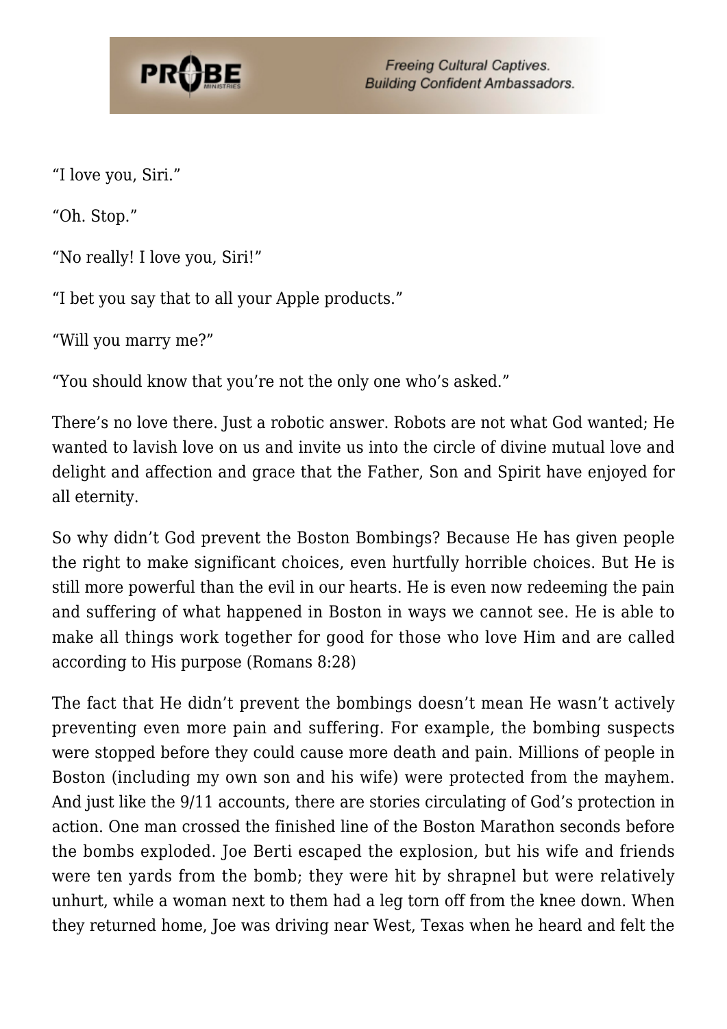"I love you, Siri."

"Oh. Stop."

"No really! I love you, Siri!"

"I bet you say that to all your Apple products."

"Will you marry me?"

"You should know that you're not the only one who's asked."

There's no love there. Just a robotic answer. Robots are not what God wanted; He wanted to lavish love on us and invite us into the circle of divine mutual love and delight and affection and grace that the Father, Son and Spirit have enjoyed for all eternity.

So why didn't God prevent the Boston Bombings? Because He has given people the right to make significant choices, even hurtfully horrible choices. But He is still more powerful than the evil in our hearts. He is even now redeeming the pain and suffering of what happened in Boston in ways we cannot see. He is able to make all things work together for good for those who love Him and are called according to His purpose (Romans 8:28)

The fact that He didn't prevent the bombings doesn't mean He wasn't actively preventing even more pain and suffering. For example, the bombing suspects were stopped before they could cause more death and pain. Millions of people in Boston (including my own son and his wife) were protected from the mayhem. And just like the 9/11 accounts, there are stories circulating of God's protection in action. One man crossed the finished line of the Boston Marathon seconds before the bombs exploded. Joe Berti escaped the explosion, but his wife and friends were ten yards from the bomb; they were hit by shrapnel but were relatively unhurt, while a woman next to them had a leg torn off from the knee down. When they returned home, Joe was driving near West, Texas when he heard and felt the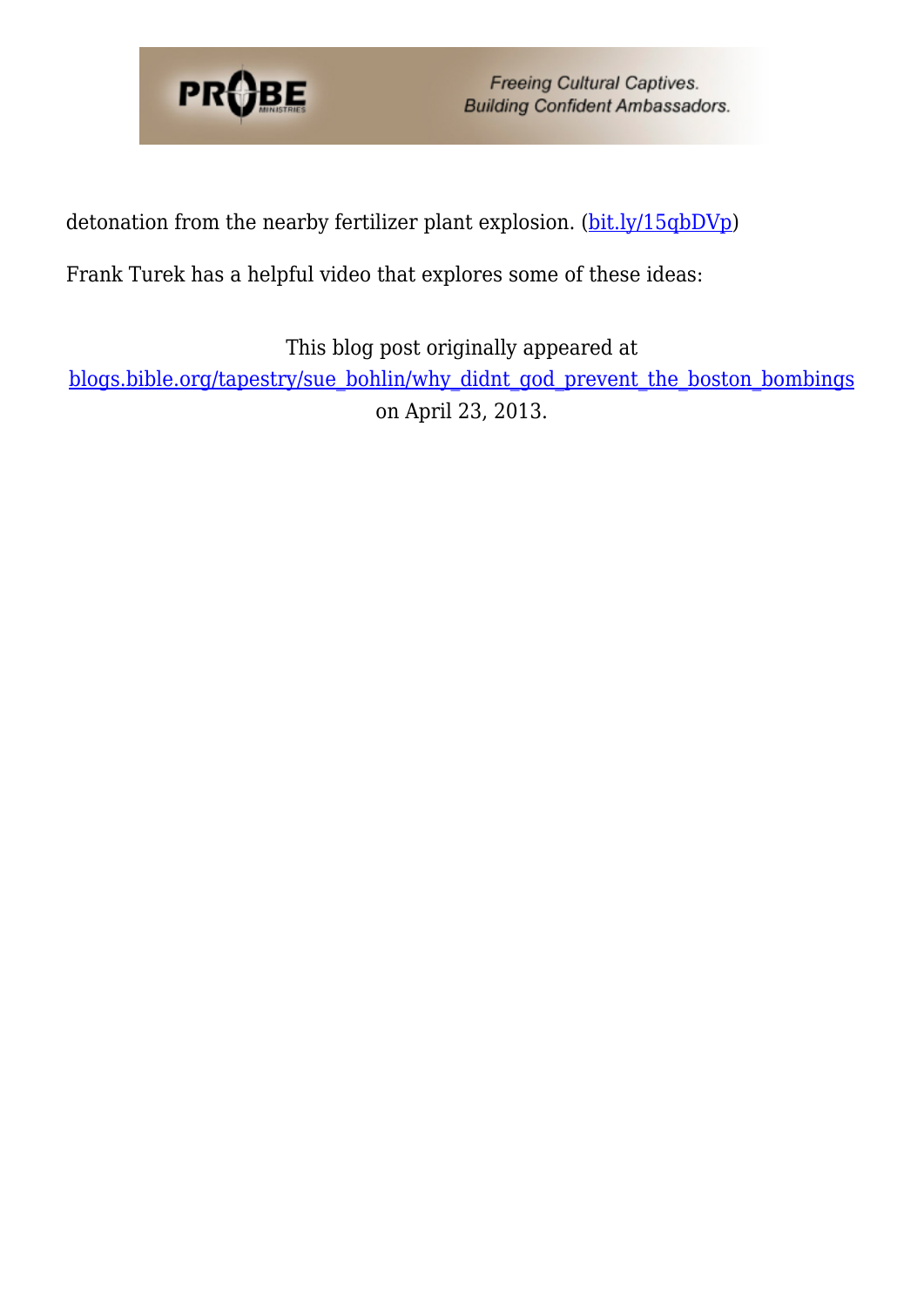detonation from the nearby fertilizer plant explosion. ([bit.ly/15qbDVp](http://bit.ly/15qbDVp))

Frank Turek has a helpful video that explores some of these ideas:

This blog post originally appeared at [blogs.bible.org/tapestry/sue_bohlin/why_didnt_god_prevent_the_boston_bombings](http://blogs.bible.org/tapestry/sue_bohlin/why_didnt_god_prevent_the_boston_bombings) on April 23, 2013.